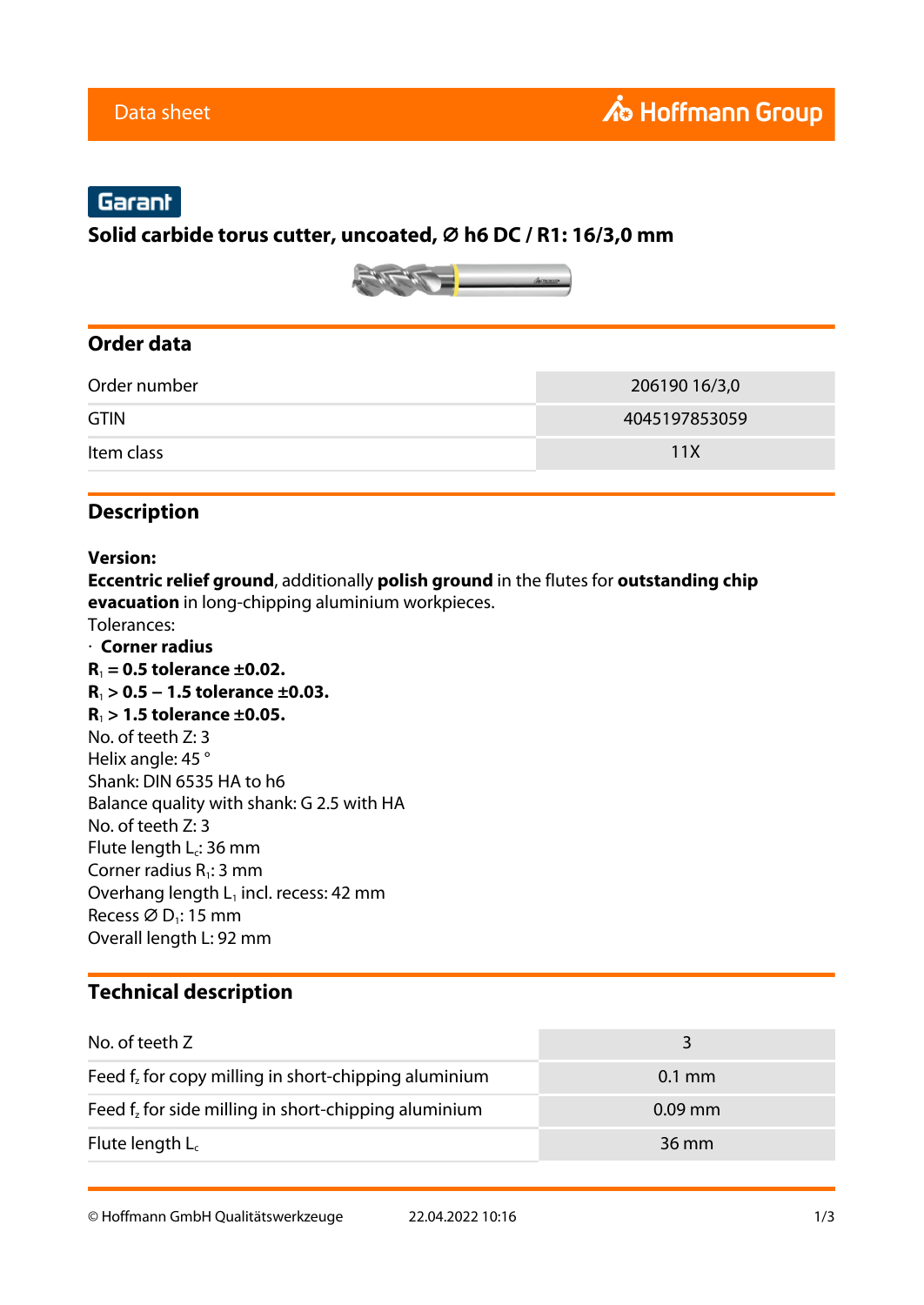Data sheet

Hoffmann Group

Garant

## Solid carbide torus cutter, uncoated, Ø h6 DC / R1: 16/3,0 mm

## Order data

| Order number | 206190 16/3,0 |
|---|---|
| GTIN | 4045197853059 |
| Item class | 11X |

## Description

**Version:**
**Eccentric relief ground**, additionally **polish ground** in the flutes for **outstanding chip evacuation** in long-chipping aluminium workpieces.
Tolerances:
· **Corner radius**
**$R_1$ = 0.5 tolerance ±0.02.**
**$R_1$ > 0.5 – 1.5 tolerance ±0.03.**
**$R_1$ > 1.5 tolerance ±0.05.**
No. of teeth Z: 3
Helix angle: 45 °
Shank: DIN 6535 HA to h6
Balance quality with shank: G 2.5 with HA
No. of teeth Z: 3
Flute length $L_c$: 36 mm
Corner radius $R_1$: 3 mm
Overhang length $L_1$ incl. recess: 42 mm
Recess Ø $D_1$: 15 mm
Overall length L: 92 mm

## Technical description

| No. of teeth Z | 3 |
|---|---|
| Feed $f_z$ for copy milling in short-chipping aluminium | 0.1 mm |
| Feed $f_z$ for side milling in short-chipping aluminium | 0.09 mm |
| Flute length $L_c$ | 36 mm |

© Hoffmann GmbH Qualitätswerkzeuge 22.04.2022 10:16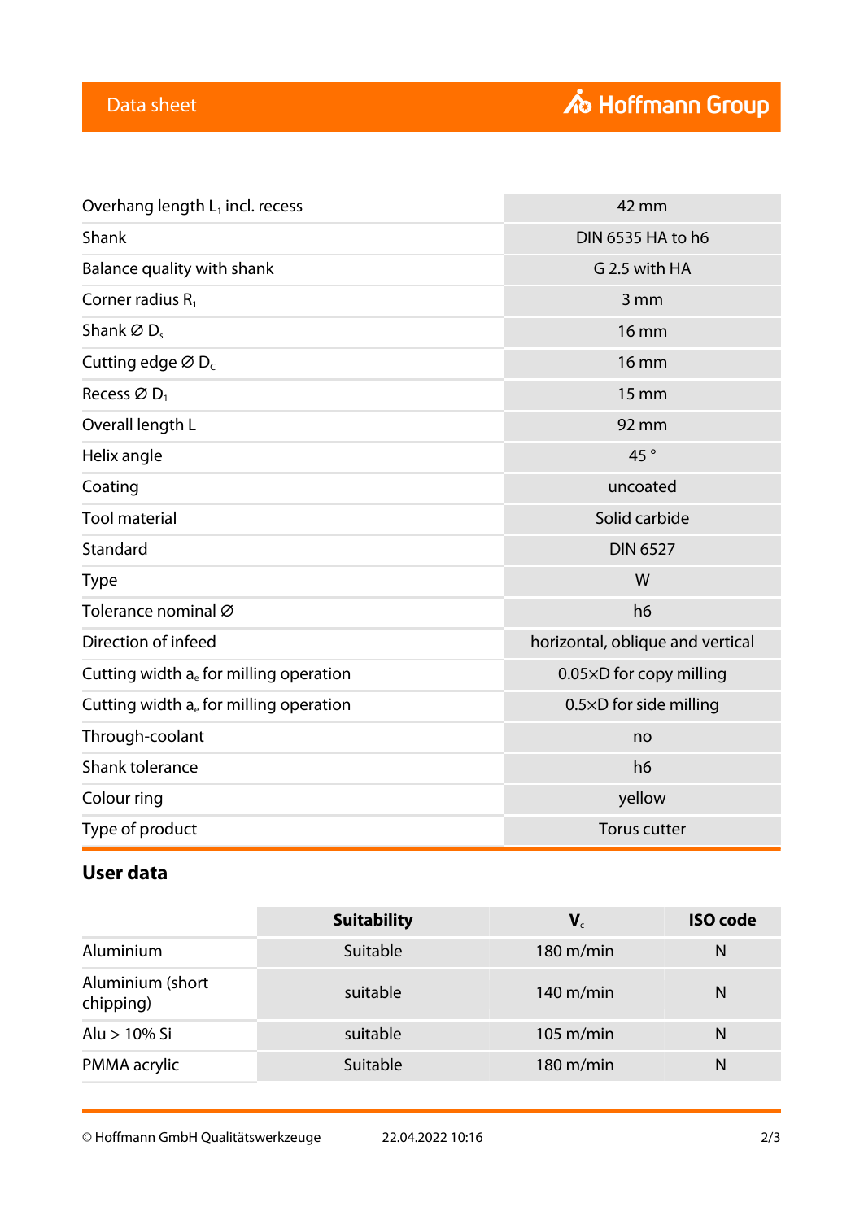| | |
|---|---|
| Overhang length $L_1$ incl. recess | 42 mm |
| Shank | DIN 6535 HA to h6 |
| Balance quality with shank | G 2.5 with HA |
| Corner radius $R_1$ | 3 mm |
| Shank ∅ $D_s$ | 16 mm |
| Cutting edge ∅ $D_c$ | 16 mm |
| Recess ∅ $D_1$ | 15 mm |
| Overall length L | 92 mm |
| Helix angle | 45 ° |
| Coating | uncoated |
| Tool material | Solid carbide |
| Standard | DIN 6527 |
| Type | W |
| Tolerance nominal ∅ | h6 |
| Direction of infeed | horizontal, oblique and vertical |
| Cutting width $a_e$ for milling operation | 0.05×D for copy milling |
| Cutting width $a_e$ for milling operation | 0.5×D for side milling |
| Through-coolant | no |
| Shank tolerance | h6 |
| Colour ring | yellow |
| Type of product | Torus cutter |

## User data

| | Suitability | $V_c$ | ISO code |
|---|---|---|---|
| Aluminium | Suitable | 180 m/min | N |
| Aluminium (short chipping) | suitable | 140 m/min | N |
| Alu > 10% Si | suitable | 105 m/min | N |
| PMMA acrylic | Suitable | 180 m/min | N |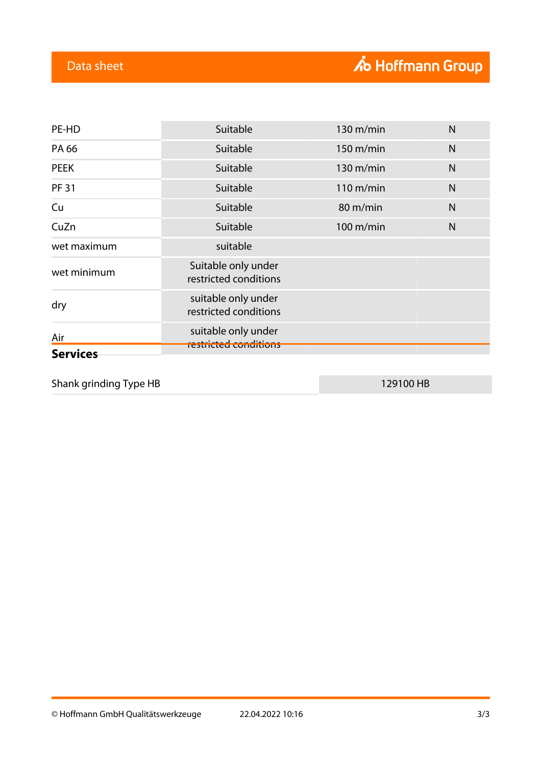| | | | |
|---|---|---|---|
| PE-HD | Suitable | 130 m/min | N |
| PA 66 | Suitable | 150 m/min | N |
| PEEK | Suitable | 130 m/min | N |
| PF 31 | Suitable | 110 m/min | N |
| Cu | Suitable | 80 m/min | N |
| CuZn | Suitable | 100 m/min | N |
| wet maximum | suitable | | |
| wet minimum | Suitable only under restricted conditions | | |
| dry | suitable only under restricted conditions | | |
| Air | suitable only under restricted conditions | | |

## Services

| | |
|---|---|
| Shank grinding Type HB | 129100 HB |